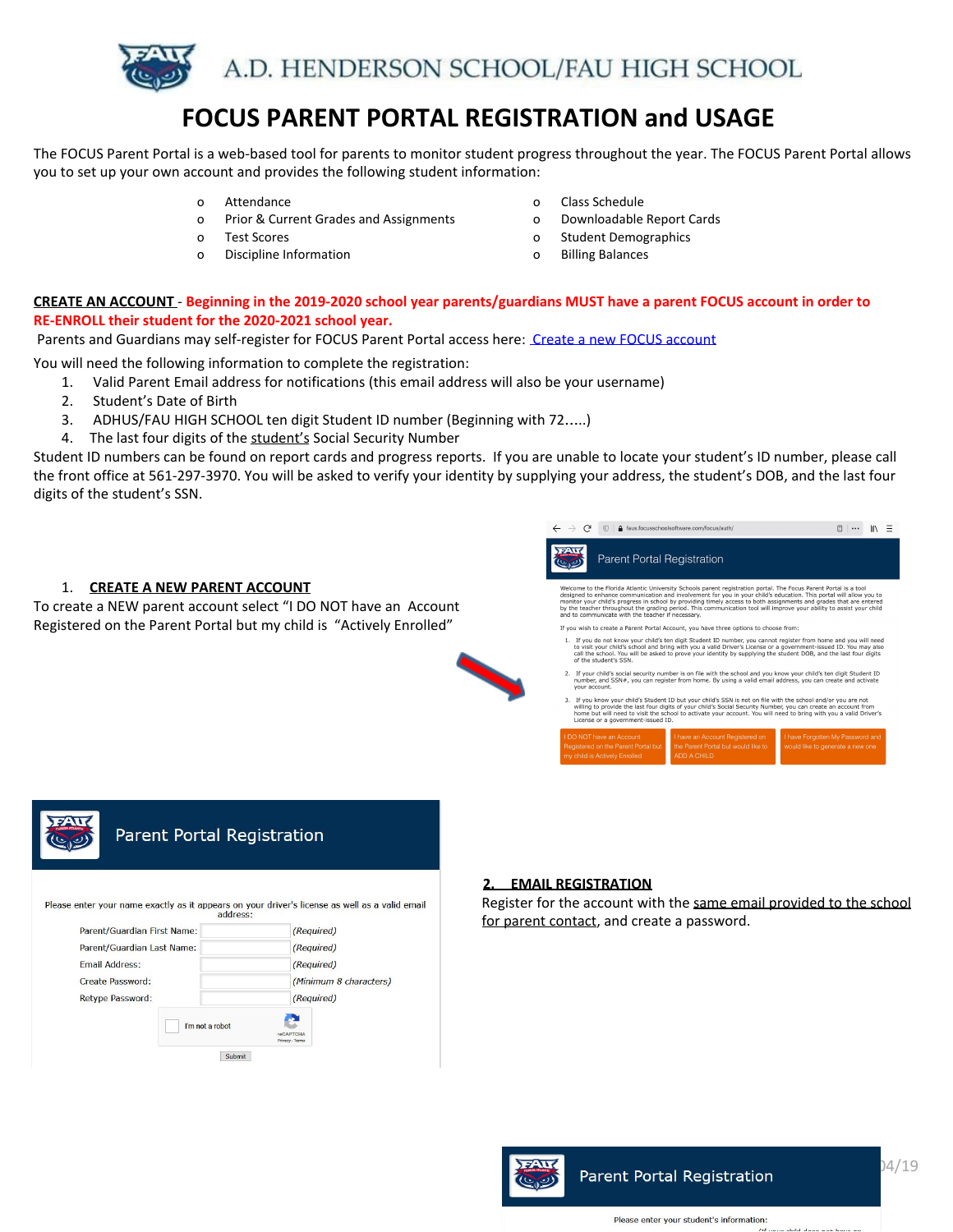# A.D. HENDERSON SCHOOL/FAU HIGH SCHOOL

# FOCUS PARENT PORTAL REGISTRATION and USAGE

The FOCUS Parent Portal is a web-based tool for parents to monitor student progress throughout the year. The FOCUS Parent Portal allows you to set up your own account and provides the following student information:

- Attendance
- Prior & Current Grades and Assignments
- Test Scores
- Discipline Information
- Class Schedule
- Downloadable Report Cards
- Student Demographics
- Billing Balances

**CREATE AN ACCOUNT** - **Beginning in the 2019-2020 school year parents/guardians MUST have a parent FOCUS account in order to RE-ENROLL their student for the 2020-2021 school year.**

Parents and Guardians may self-register for FOCUS Parent Portal access here: Create a new FOCUS account

You will need the following information to complete the registration:

1. Valid Parent Email address for notifications (this email address will also be your username)
2. Student's Date of Birth
3. ADHUS/FAU HIGH SCHOOL ten digit Student ID number (Beginning with 72.....)
4. The last four digits of the student's Social Security Number

Student ID numbers can be found on report cards and progress reports. If you are unable to locate your student's ID number, please call the front office at 561-297-3970. You will be asked to verify your identity by supplying your address, the student's DOB, and the last four digits of the student's SSN.

1. **CREATE A NEW PARENT ACCOUNT**

To create a NEW parent account select "I DO NOT have an Account Registered on the Parent Portal but my child is "Actively Enrolled"

2. **EMAIL REGISTRATION**

Register for the account with the same email provided to the school for parent contact, and create a password.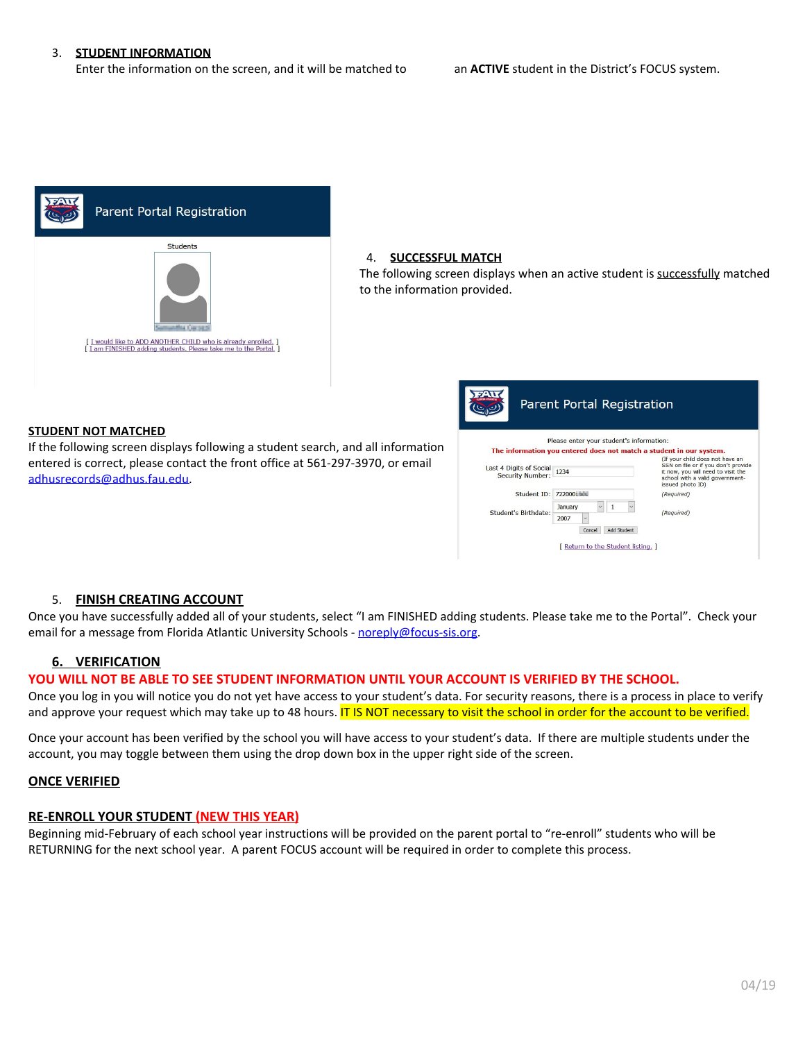3. **STUDENT INFORMATION**

Enter the information on the screen, and it will be matched to an **ACTIVE** student in the District's FOCUS system.

4. **SUCCESSFUL MATCH**

The following screen displays when an active student is successfully matched to the information provided.

**STUDENT NOT MATCHED**

If the following screen displays following a student search, and all information entered is correct, please contact the front office at 561-297-3970, or email adhusrecords@adhus.fau.edu.

5. **FINISH CREATING ACCOUNT**

Once you have successfully added all of your students, select "I am FINISHED adding students. Please take me to the Portal". Check your email for a message from Florida Atlantic University Schools - noreply@focus-sis.org.

6. **VERIFICATION**

**YOU WILL NOT BE ABLE TO SEE STUDENT INFORMATION UNTIL YOUR ACCOUNT IS VERIFIED BY THE SCHOOL.**

Once you log in you will notice you do not yet have access to your student's data. For security reasons, there is a process in place to verify and approve your request which may take up to 48 hours. IT IS NOT necessary to visit the school in order for the account to be verified.

Once your account has been verified by the school you will have access to your student's data. If there are multiple students under the account, you may toggle between them using the drop down box in the upper right side of the screen.

**ONCE VERIFIED**

**RE-ENROLL YOUR STUDENT (NEW THIS YEAR)**

Beginning mid-February of each school year instructions will be provided on the parent portal to "re-enroll" students who will be RETURNING for the next school year. A parent FOCUS account will be required in order to complete this process.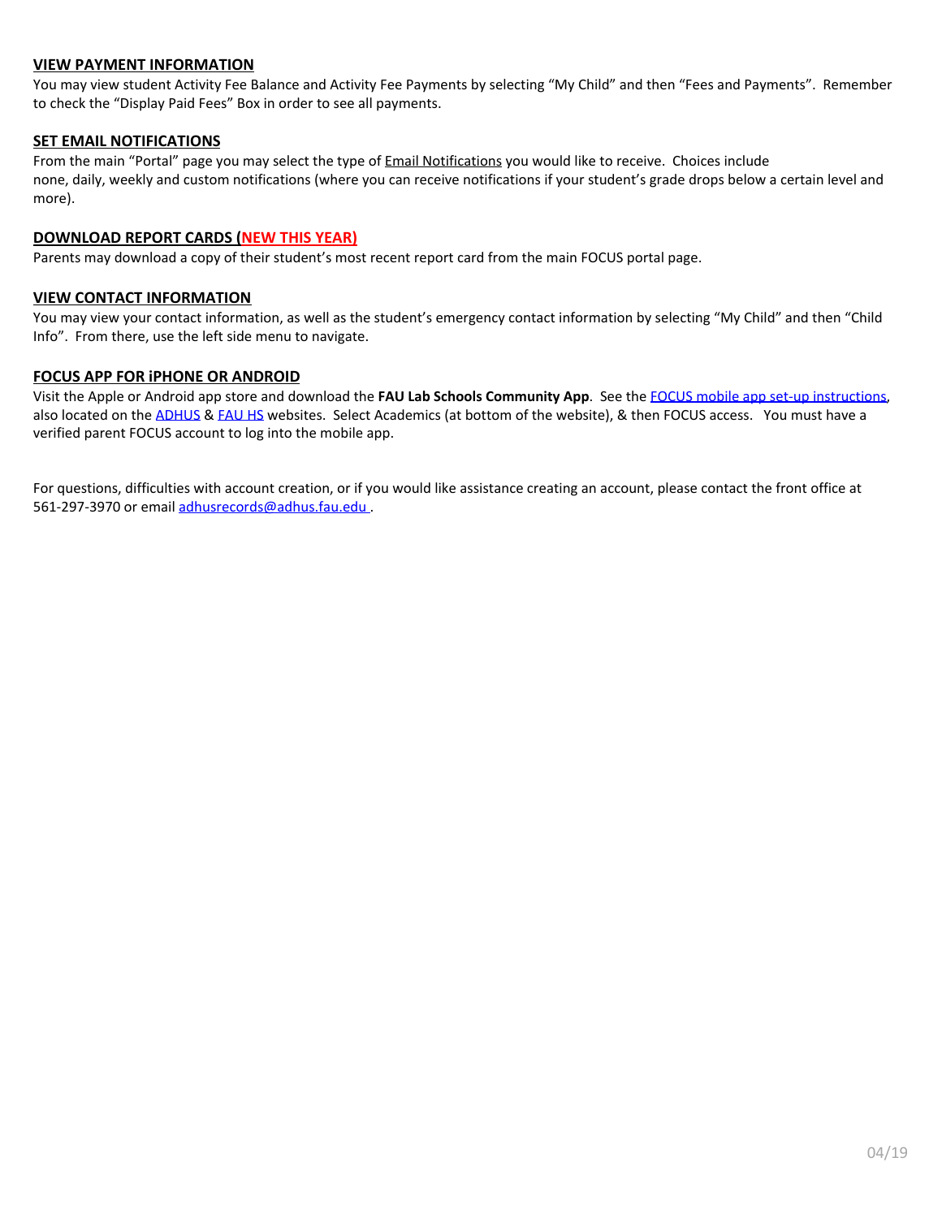## VIEW PAYMENT INFORMATION

You may view student Activity Fee Balance and Activity Fee Payments by selecting "My Child" and then "Fees and Payments". Remember to check the "Display Paid Fees" Box in order to see all payments.

## SET EMAIL NOTIFICATIONS

From the main "Portal" page you may select the type of Email Notifications you would like to receive. Choices include none, daily, weekly and custom notifications (where you can receive notifications if your student's grade drops below a certain level and more).

## DOWNLOAD REPORT CARDS (NEW THIS YEAR)

Parents may download a copy of their student's most recent report card from the main FOCUS portal page.

## VIEW CONTACT INFORMATION

You may view your contact information, as well as the student's emergency contact information by selecting "My Child" and then "Child Info". From there, use the left side menu to navigate.

## FOCUS APP FOR iPHONE OR ANDROID

Visit the Apple or Android app store and download the **FAU Lab Schools Community App**. See the FOCUS mobile app set-up instructions, also located on the ADHUS & FAU HS websites. Select Academics (at bottom of the website), & then FOCUS access. You must have a verified parent FOCUS account to log into the mobile app.

For questions, difficulties with account creation, or if you would like assistance creating an account, please contact the front office at 561-297-3970 or email adhusrecords@adhus.fau.edu .

04/19